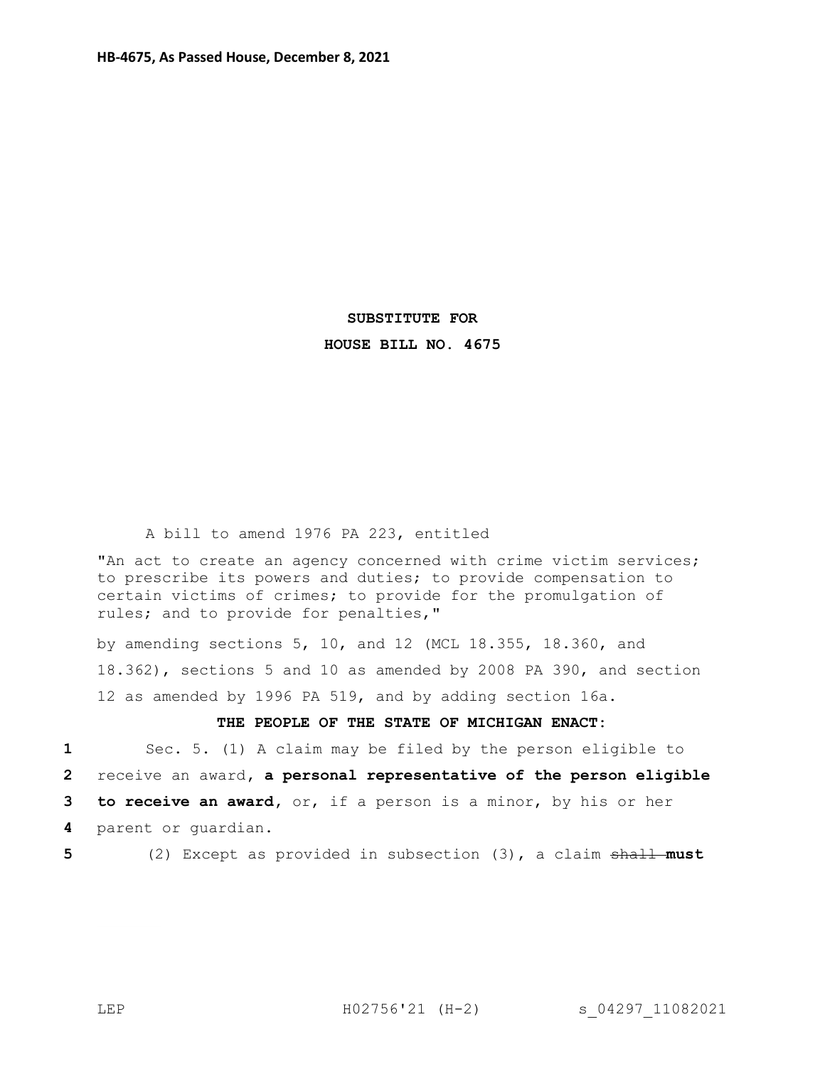**HB-4675, As Passed House, December 8, 2021**

**SUBSTITUTE FOR**

**HOUSE BILL NO. 4675**

A bill to amend 1976 PA 223, entitled

"An act to create an agency concerned with crime victim services; to prescribe its powers and duties; to provide compensation to certain victims of crimes; to provide for the promulgation of rules; and to provide for penalties,"

by amending sections 5, 10, and 12 (MCL 18.355, 18.360, and 18.362), sections 5 and 10 as amended by 2008 PA 390, and section 12 as amended by 1996 PA 519, and by adding section 16a.

**THE PEOPLE OF THE STATE OF MICHIGAN ENACT:**

1 Sec. 5. (1) A claim may be filed by the person eligible to
2 receive an award, **a personal representative of the person eligible**
3 **to receive an award**, or, if a person is a minor, by his or her
4 parent or guardian.
5 (2) Except as provided in subsection (3), a claim ~~shall~~ **must**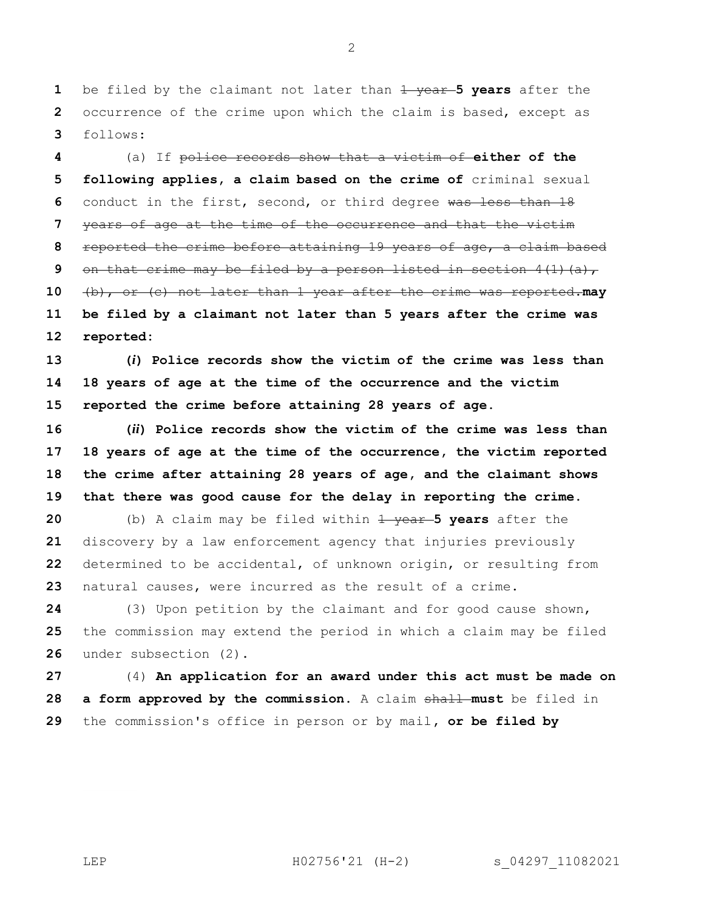be filed by the claimant not later than ~~1 year~~ **5 years** after the occurrence of the crime upon which the claim is based, except as follows:

(a) If ~~police records show that a victim of~~ **either of the following applies, a claim based on the crime of** criminal sexual conduct in the first, second, or third degree ~~was less than 18 years of age at the time of the occurrence and that the victim reported the crime before attaining 19 years of age, a claim based on that crime may be filed by a person listed in section 4(1)(a), (b), or (c) not later than 1 year after the crime was reported.~~ **may be filed by a claimant not later than 5 years after the crime was reported:**

**(*i*) Police records show the victim of the crime was less than 18 years of age at the time of the occurrence and the victim reported the crime before attaining 28 years of age.**

**(*ii*) Police records show the victim of the crime was less than 18 years of age at the time of the occurrence, the victim reported the crime after attaining 28 years of age, and the claimant shows that there was good cause for the delay in reporting the crime.**

(b) A claim may be filed within ~~1 year~~ **5 years** after the discovery by a law enforcement agency that injuries previously determined to be accidental, of unknown origin, or resulting from natural causes, were incurred as the result of a crime.

(3) Upon petition by the claimant and for good cause shown, the commission may extend the period in which a claim may be filed under subsection (2).

(4) **An application for an award under this act must be made on a form approved by the commission.** A claim ~~shall~~ **must** be filed in the commission's office in person or by mail**, or be filed by**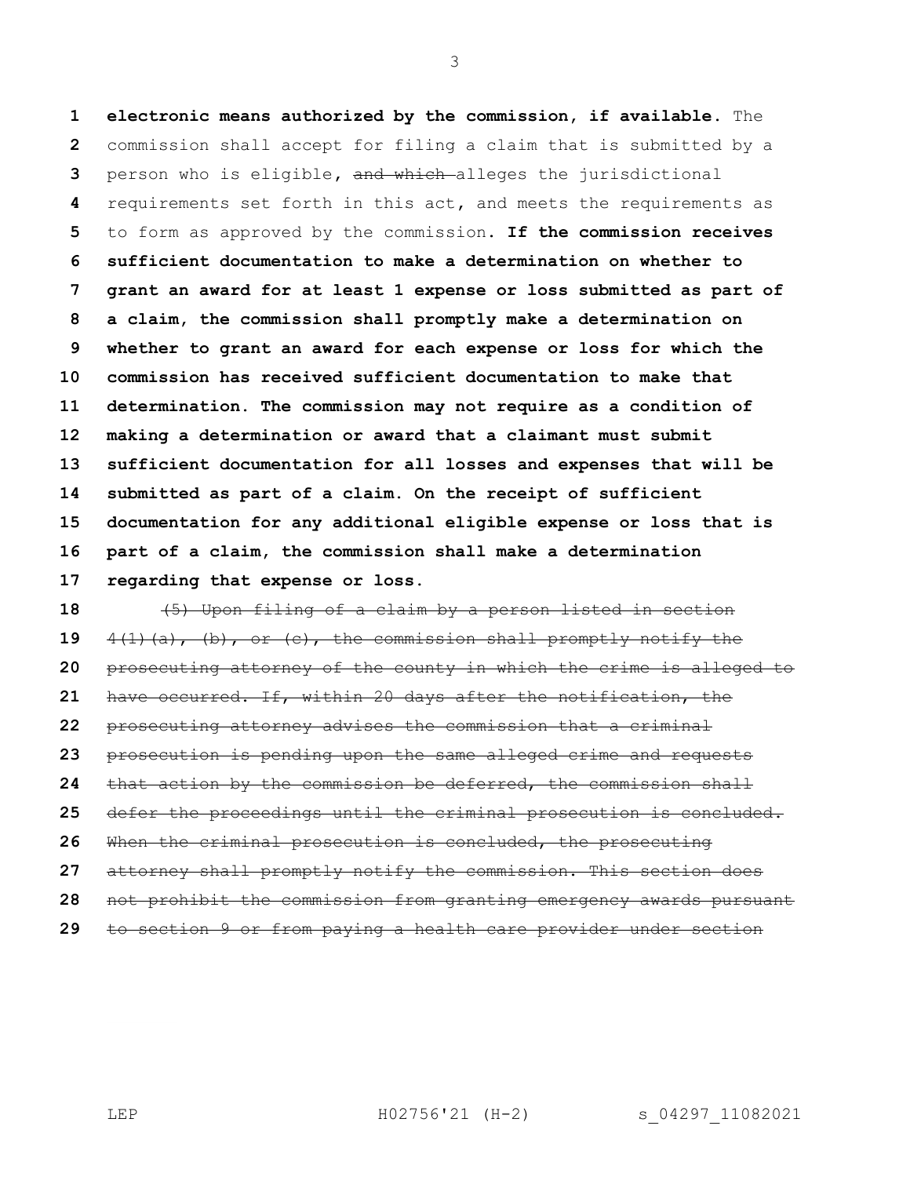**electronic means authorized by the commission, if available.** The commission shall accept for filing a claim that is submitted by a person who is eligible, ~~and which~~ alleges the jurisdictional requirements set forth in this act, and meets the requirements as to form as approved by the commission. **If the commission receives sufficient documentation to make a determination on whether to grant an award for at least 1 expense or loss submitted as part of a claim, the commission shall promptly make a determination on whether to grant an award for each expense or loss for which the commission has received sufficient documentation to make that determination. The commission may not require as a condition of making a determination or award that a claimant must submit sufficient documentation for all losses and expenses that will be submitted as part of a claim. On the receipt of sufficient documentation for any additional eligible expense or loss that is part of a claim, the commission shall make a determination regarding that expense or loss.**

~~(5) Upon filing of a claim by a person listed in section 4(1)(a), (b), or (c), the commission shall promptly notify the prosecuting attorney of the county in which the crime is alleged to have occurred. If, within 20 days after the notification, the prosecuting attorney advises the commission that a criminal prosecution is pending upon the same alleged crime and requests that action by the commission be deferred, the commission shall defer the proceedings until the criminal prosecution is concluded. When the criminal prosecution is concluded, the prosecuting attorney shall promptly notify the commission. This section does not prohibit the commission from granting emergency awards pursuant to section 9 or from paying a health care provider under section~~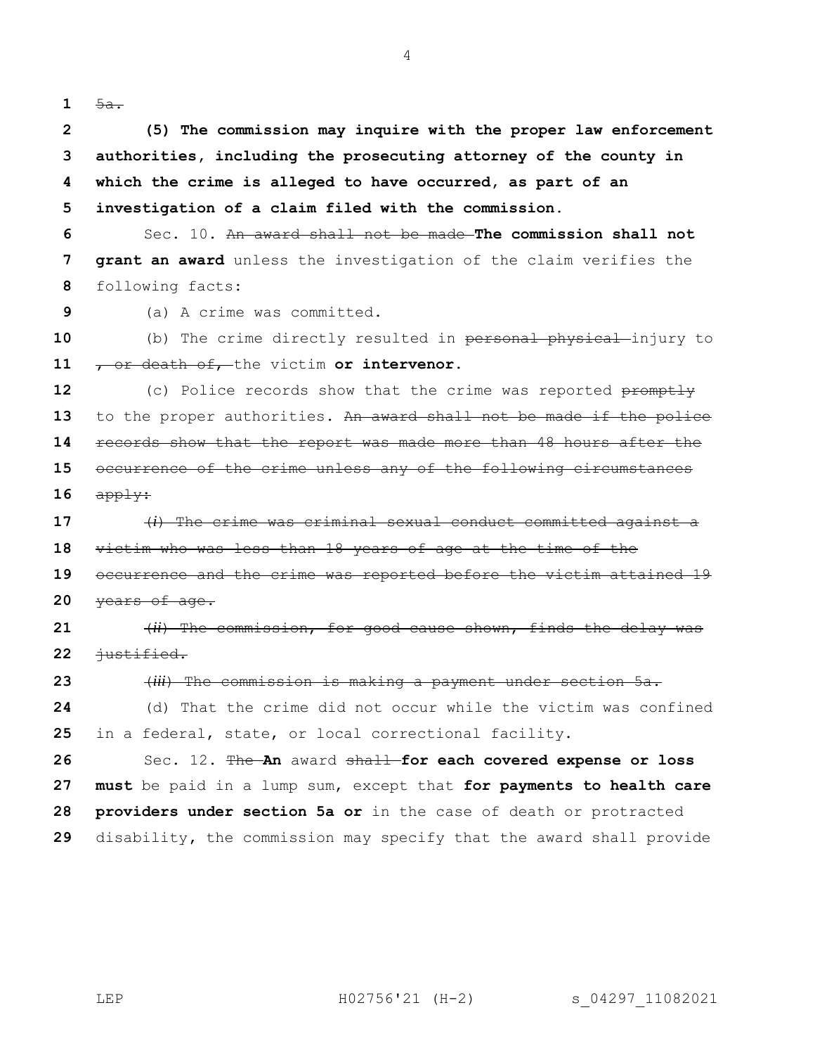~~5a.~~

**(5) The commission may inquire with the proper law enforcement authorities, including the prosecuting attorney of the county in which the crime is alleged to have occurred, as part of an investigation of a claim filed with the commission.**

Sec. 10. ~~An award shall not be made~~ **The commission shall not grant an award** unless the investigation of the claim verifies the following facts:

(a) A crime was committed.

(b) The crime directly resulted in ~~personal physical~~ injury to ~~, or death of,~~ the victim **or intervenor.**

(c) Police records show that the crime was reported ~~promptly~~ to the proper authorities. ~~An award shall not be made if the police records show that the report was made more than 48 hours after the occurrence of the crime unless any of the following circumstances apply:~~

~~(*i*) The crime was criminal sexual conduct committed against a victim who was less than 18 years of age at the time of the occurrence and the crime was reported before the victim attained 19 years of age.~~

~~(*ii*) The commission, for good cause shown, finds the delay was justified.~~

~~(*iii*) The commission is making a payment under section 5a.~~

(d) That the crime did not occur while the victim was confined in a federal, state, or local correctional facility.

Sec. 12. ~~The~~ **An** award ~~shall~~ **for each covered expense or loss must** be paid in a lump sum, except that **for payments to health care providers under section 5a or** in the case of death or protracted disability, the commission may specify that the award shall provide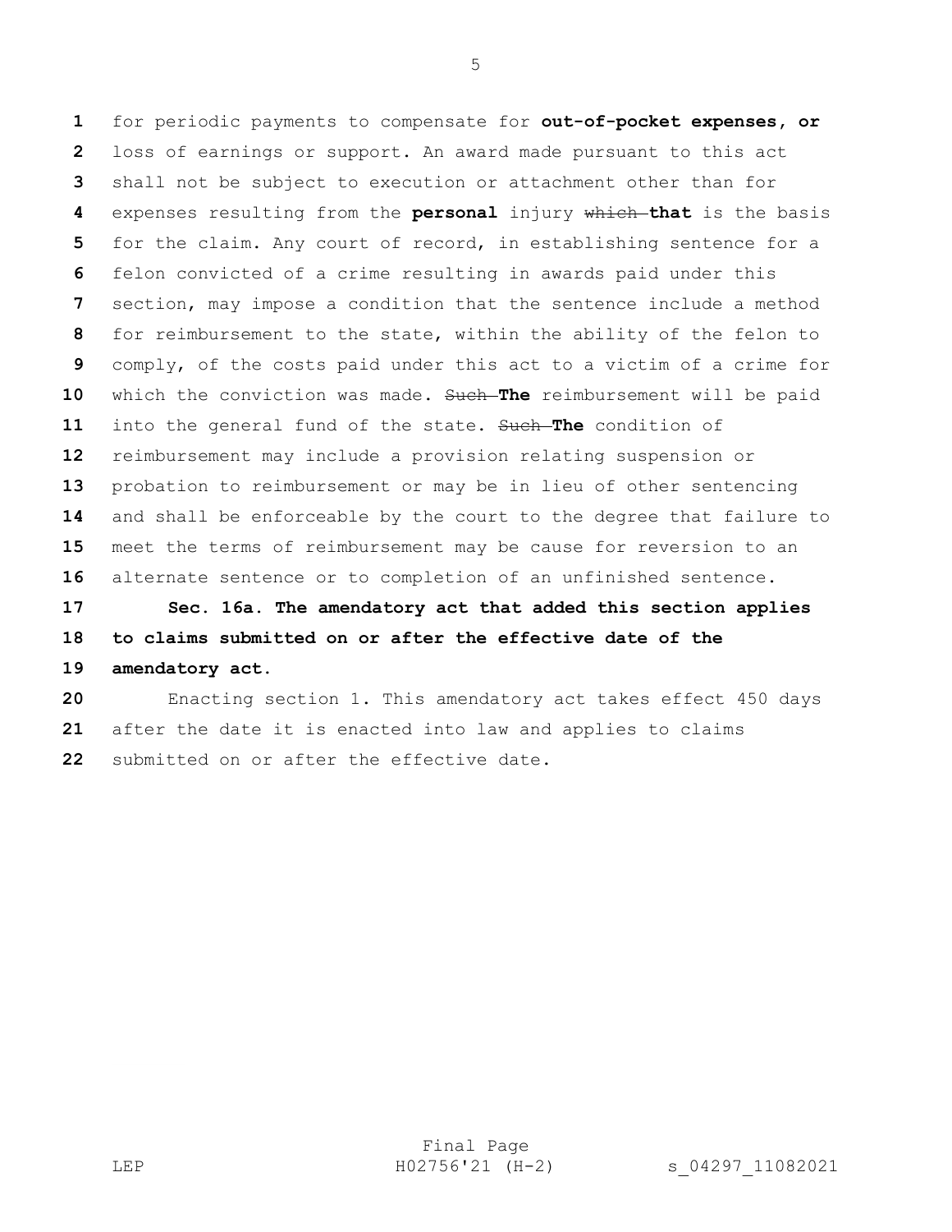for periodic payments to compensate for **out-of-pocket expenses, or** loss of earnings or support. An award made pursuant to this act shall not be subject to execution or attachment other than for expenses resulting from the **personal** injury ~~which~~ **that** is the basis for the claim. Any court of record, in establishing sentence for a felon convicted of a crime resulting in awards paid under this section, may impose a condition that the sentence include a method for reimbursement to the state, within the ability of the felon to comply, of the costs paid under this act to a victim of a crime for which the conviction was made. ~~Such~~ **The** reimbursement will be paid into the general fund of the state. ~~Such~~ **The** condition of reimbursement may include a provision relating suspension or probation to reimbursement or may be in lieu of other sentencing and shall be enforceable by the court to the degree that failure to meet the terms of reimbursement may be cause for reversion to an alternate sentence or to completion of an unfinished sentence.

**Sec. 16a. The amendatory act that added this section applies to claims submitted on or after the effective date of the amendatory act.**

Enacting section 1. This amendatory act takes effect 450 days after the date it is enacted into law and applies to claims submitted on or after the effective date.